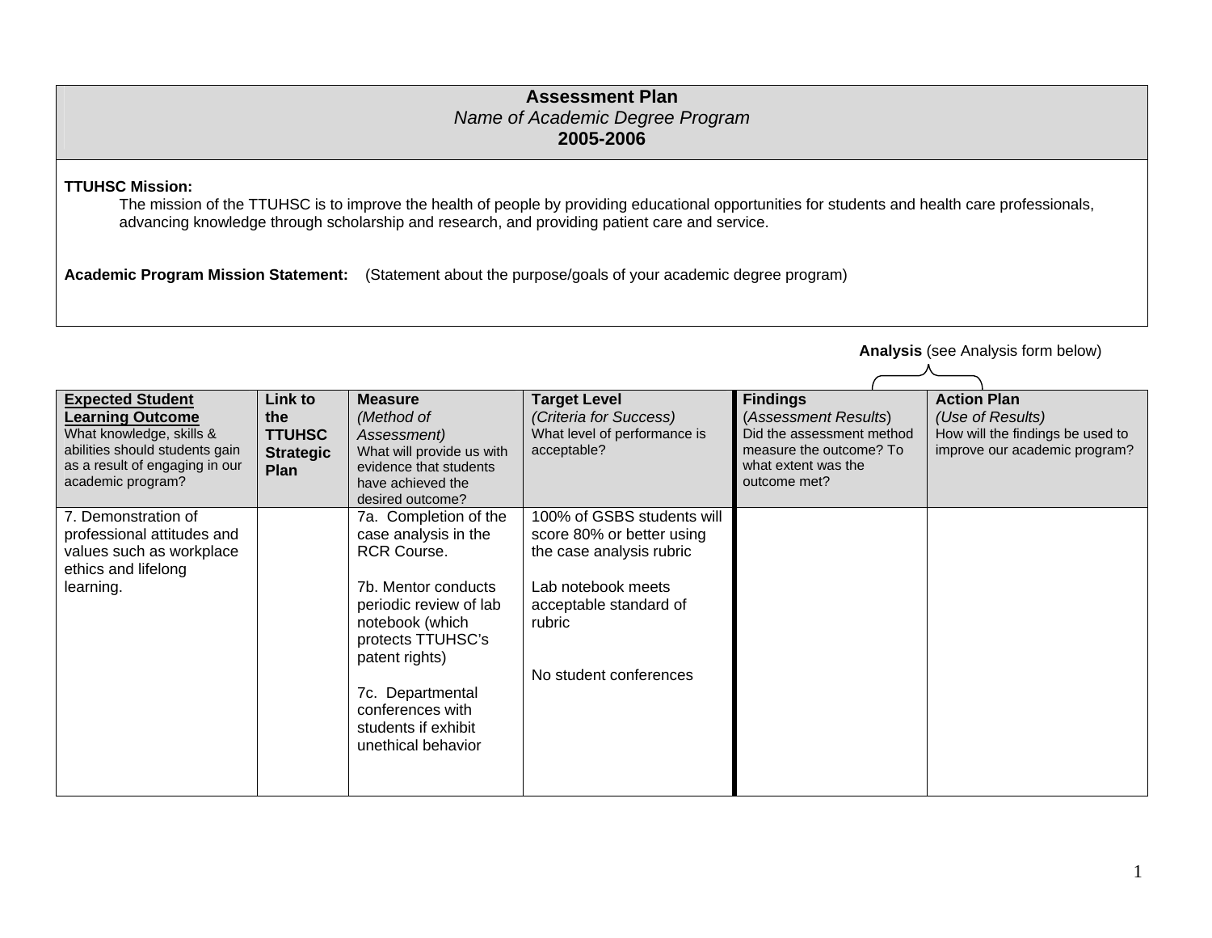# Assessment Plan

*Name of Academic Degree Program*

**2005-2006**

**TTUHSC Mission:**

The mission of the TTUHSC is to improve the health of people by providing educational opportunities for students and health care professionals, advancing knowledge through scholarship and research, and providing patient care and service.

**Academic Program Mission Statement:** (Statement about the purpose/goals of your academic degree program)

**Analysis** (see Analysis form below)

| **Expected Student Learning Outcome**<br>What knowledge, skills & abilities should students gain as a result of engaging in our academic program? | **Link to the TTUHSC Strategic Plan** | **Measure**<br>*(Method of Assessment)*<br>What will provide us with evidence that students have achieved the desired outcome? | **Target Level**<br>*(Criteria for Success)*<br>What level of performance is acceptable? | **Findings**<br>(*Assessment Results*)<br>Did the assessment method measure the outcome? To what extent was the outcome met? | **Action Plan**<br>*(Use of Results)*<br>How will the findings be used to improve our academic program? |
|---|---|---|---|---|---|
| 7. Demonstration of professional attitudes and values such as workplace ethics and lifelong learning. | | 7a. Completion of the case analysis in the RCR Course.<br><br>7b. Mentor conducts periodic review of lab notebook (which protects TTUHSC's patent rights)<br><br>7c. Departmental conferences with students if exhibit unethical behavior | 100% of GSBS students will score 80% or better using the case analysis rubric<br><br>Lab notebook meets acceptable standard of rubric<br><br>No student conferences | | |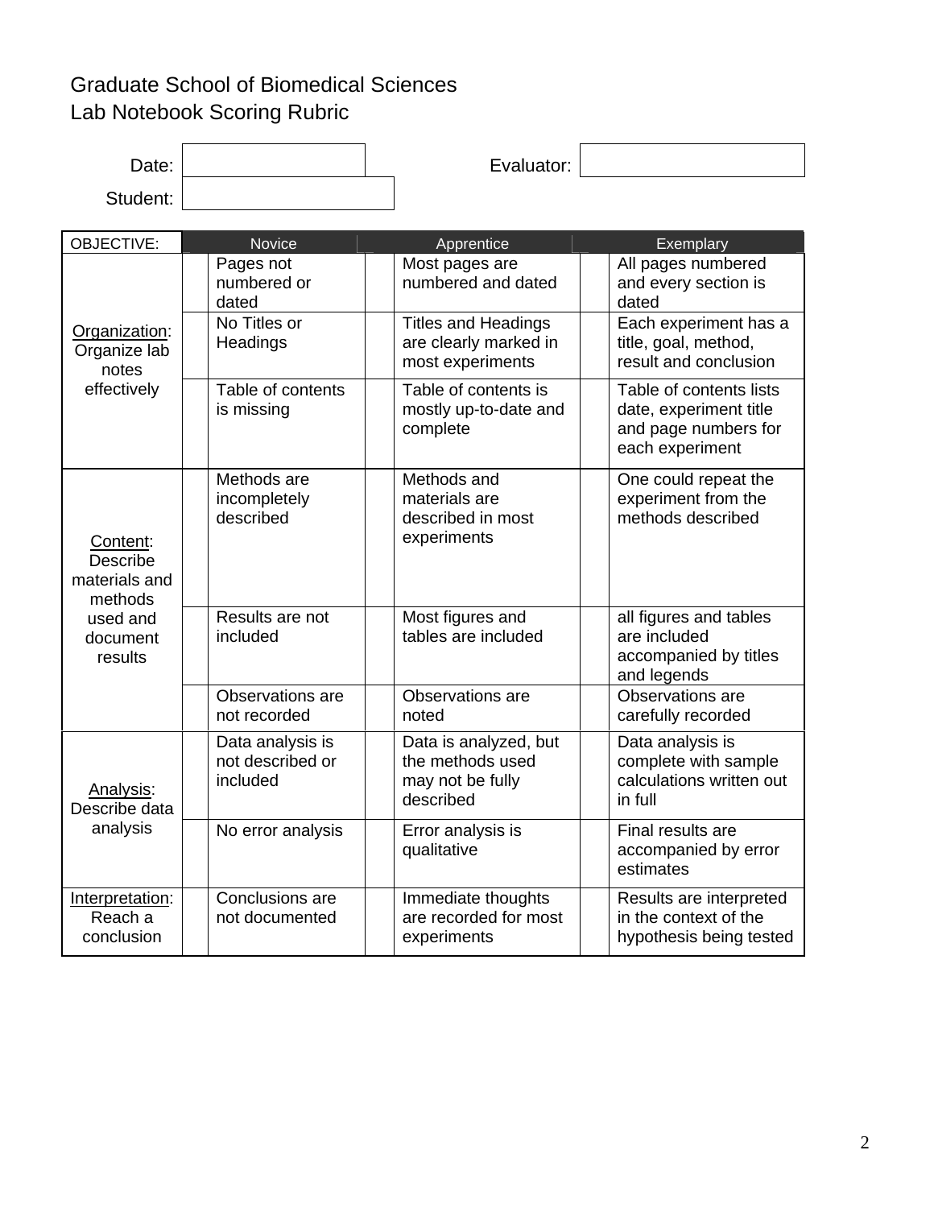# Graduate School of Biomedical Sciences
## Lab Notebook Scoring Rubric

Date: 

Evaluator: 

Student: 

| OBJECTIVE: | | Novice | | Apprentice | | Exemplary |
|---|---|---|---|---|---|---|
| Organization: Organize lab notes effectively | | Pages not numbered or dated | | Most pages are numbered and dated | | All pages numbered and every section is dated |
| | | No Titles or Headings | | Titles and Headings are clearly marked in most experiments | | Each experiment has a title, goal, method, result and conclusion |
| | | Table of contents is missing | | Table of contents is mostly up-to-date and complete | | Table of contents lists date, experiment title and page numbers for each experiment |
| Content: Describe materials and methods used and document results | | Methods are incompletely described | | Methods and materials are described in most experiments | | One could repeat the experiment from the methods described |
| | | Results are not included | | Most figures and tables are included | | all figures and tables are included accompanied by titles and legends |
| | | Observations are not recorded | | Observations are noted | | Observations are carefully recorded |
| Analysis: Describe data analysis | | Data analysis is not described or included | | Data is analyzed, but the methods used may not be fully described | | Data analysis is complete with sample calculations written out in full |
| | | No error analysis | | Error analysis is qualitative | | Final results are accompanied by error estimates |
| Interpretation: Reach a conclusion | | Conclusions are not documented | | Immediate thoughts are recorded for most experiments | | Results are interpreted in the context of the hypothesis being tested |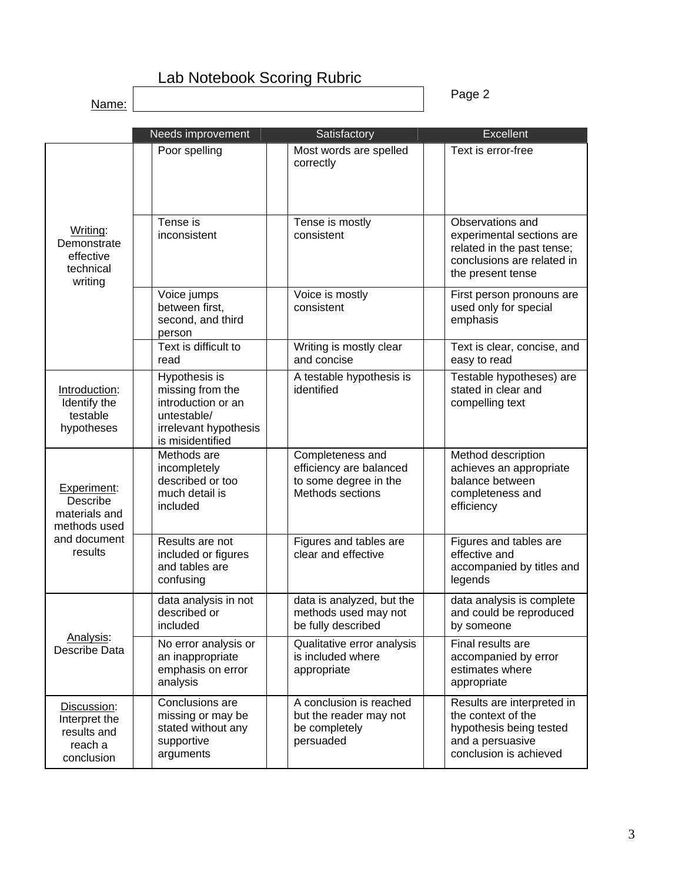# Lab Notebook Scoring Rubric

Name: 

Page 2

| | | Needs improvement | | Satisfactory | | Excellent |
|---|---|---|---|---|---|---|
| Writing: Demonstrate effective technical writing | | Poor spelling | | Most words are spelled correctly | | Text is error-free |
| | | Tense is inconsistent | | Tense is mostly consistent | | Observations and experimental sections are related in the past tense; conclusions are related in the present tense |
| | | Voice jumps between first, second, and third person | | Voice is mostly consistent | | First person pronouns are used only for special emphasis |
| | | Text is difficult to read | | Writing is mostly clear and concise | | Text is clear, concise, and easy to read |
| Introduction: Identify the testable hypotheses | | Hypothesis is missing from the introduction or an untestable/ irrelevant hypothesis is misidentified | | A testable hypothesis is identified | | Testable hypotheses) are stated in clear and compelling text |
| Experiment: Describe materials and methods used and document results | | Methods are incompletely described or too much detail is included | | Completeness and efficiency are balanced to some degree in the Methods sections | | Method description achieves an appropriate balance between completeness and efficiency |
| | | Results are not included or figures and tables are confusing | | Figures and tables are clear and effective | | Figures and tables are effective and accompanied by titles and legends |
| Analysis: Describe Data | | data analysis in not described or included | | data is analyzed, but the methods used may not be fully described | | data analysis is complete and could be reproduced by someone |
| | | No error analysis or an inappropriate emphasis on error analysis | | Qualitative error analysis is included where appropriate | | Final results are accompanied by error estimates where appropriate |
| Discussion: Interpret the results and reach a conclusion | | Conclusions are missing or may be stated without any supportive arguments | | A conclusion is reached but the reader may not be completely persuaded | | Results are interpreted in the context of the hypothesis being tested and a persuasive conclusion is achieved |